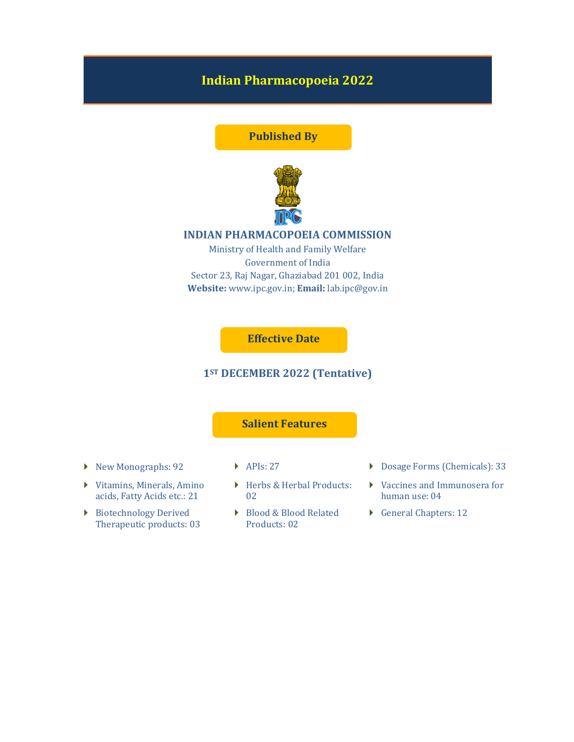# Indian Pharmacopoeia 2022

## Published By

**INDIAN PHARMACOPOEIA COMMISSION**

Ministry of Health and Family Welfare

Government of India

Sector 23, Raj Nagar, Ghaziabad 201 002, India

**Website:** www.ipc.gov.in; **Email:** lab.ipc@gov.in

## Effective Date

**1ST DECEMBER 2022 (Tentative)**

## Salient Features

- New Monographs: 92
- Vitamins, Minerals, Amino acids, Fatty Acids etc.: 21
- Biotechnology Derived Therapeutic products: 03
- APIs: 27
- Herbs & Herbal Products: 02
- Blood & Blood Related Products: 02
- Dosage Forms (Chemicals): 33
- Vaccines and Immunosera for human use: 04
- General Chapters: 12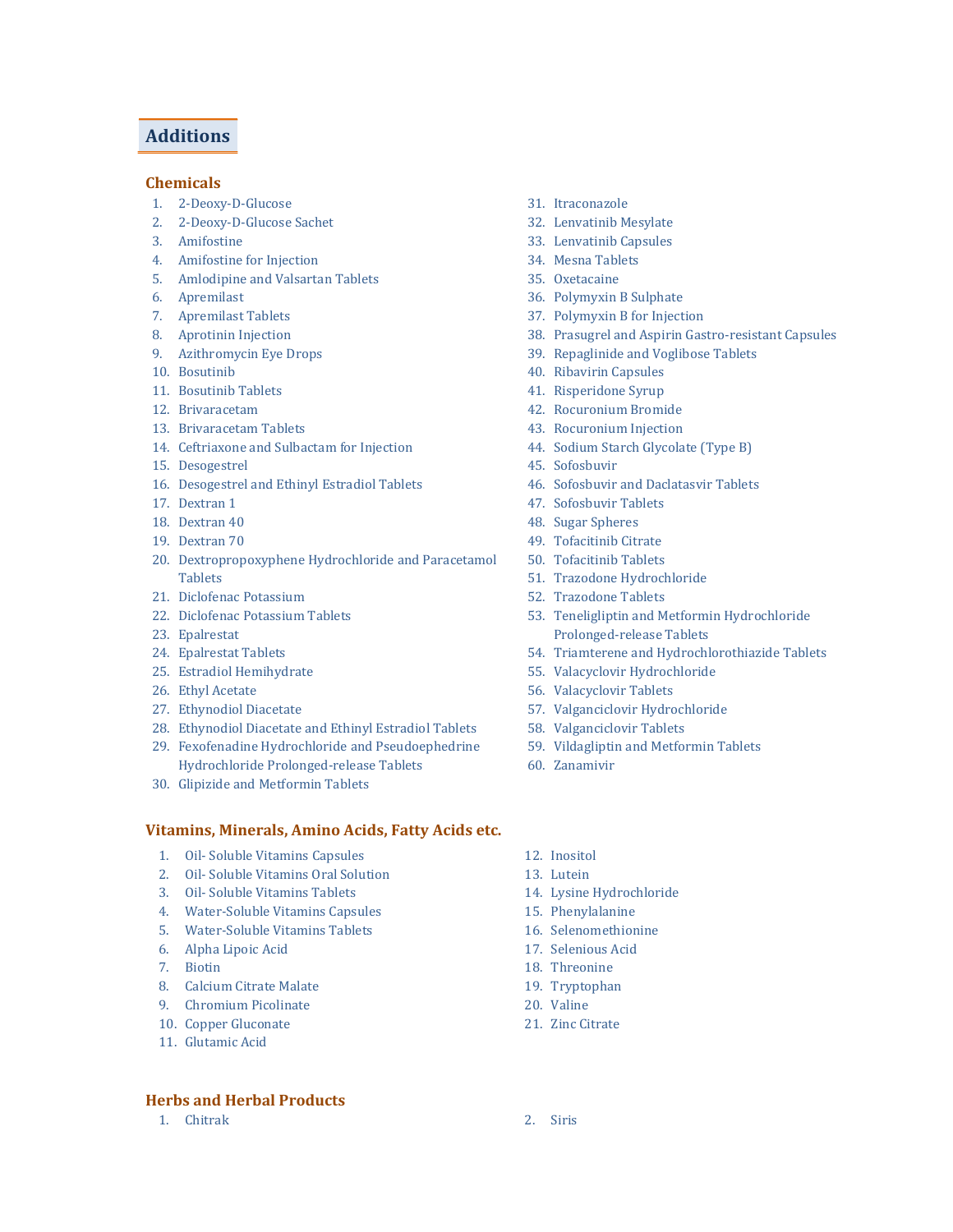# Additions

## Chemicals

1. 2-Deoxy-D-Glucose
2. 2-Deoxy-D-Glucose Sachet
3. Amifostine
4. Amifostine for Injection
5. Amlodipine and Valsartan Tablets
6. Apremilast
7. Apremilast Tablets
8. Aprotinin Injection
9. Azithromycin Eye Drops
10. Bosutinib
11. Bosutinib Tablets
12. Brivaracetam
13. Brivaracetam Tablets
14. Ceftriaxone and Sulbactam for Injection
15. Desogestrel
16. Desogestrel and Ethinyl Estradiol Tablets
17. Dextran 1
18. Dextran 40
19. Dextran 70
20. Dextropropoxyphene Hydrochloride and Paracetamol Tablets
21. Diclofenac Potassium
22. Diclofenac Potassium Tablets
23. Epalrestat
24. Epalrestat Tablets
25. Estradiol Hemihydrate
26. Ethyl Acetate
27. Ethynodiol Diacetate
28. Ethynodiol Diacetate and Ethinyl Estradiol Tablets
29. Fexofenadine Hydrochloride and Pseudoephedrine Hydrochloride Prolonged-release Tablets
30. Glipizide and Metformin Tablets
31. Itraconazole
32. Lenvatinib Mesylate
33. Lenvatinib Capsules
34. Mesna Tablets
35. Oxetacaine
36. Polymyxin B Sulphate
37. Polymyxin B for Injection
38. Prasugrel and Aspirin Gastro-resistant Capsules
39. Repaglinide and Voglibose Tablets
40. Ribavirin Capsules
41. Risperidone Syrup
42. Rocuronium Bromide
43. Rocuronium Injection
44. Sodium Starch Glycolate (Type B)
45. Sofosbuvir
46. Sofosbuvir and Daclatasvir Tablets
47. Sofosbuvir Tablets
48. Sugar Spheres
49. Tofacitinib Citrate
50. Tofacitinib Tablets
51. Trazodone Hydrochloride
52. Trazodone Tablets
53. Teneligliptin and Metformin Hydrochloride Prolonged-release Tablets
54. Triamterene and Hydrochlorothiazide Tablets
55. Valacyclovir Hydrochloride
56. Valacyclovir Tablets
57. Valganciclovir Hydrochloride
58. Valganciclovir Tablets
59. Vildagliptin and Metformin Tablets
60. Zanamivir

## Vitamins, Minerals, Amino Acids, Fatty Acids etc.

1. Oil- Soluble Vitamins Capsules
2. Oil- Soluble Vitamins Oral Solution
3. Oil- Soluble Vitamins Tablets
4. Water-Soluble Vitamins Capsules
5. Water-Soluble Vitamins Tablets
6. Alpha Lipoic Acid
7. Biotin
8. Calcium Citrate Malate
9. Chromium Picolinate
10. Copper Gluconate
11. Glutamic Acid
12. Inositol
13. Lutein
14. Lysine Hydrochloride
15. Phenylalanine
16. Selenomethionine
17. Selenious Acid
18. Threonine
19. Tryptophan
20. Valine
21. Zinc Citrate

## Herbs and Herbal Products

1. Chitrak
2. Siris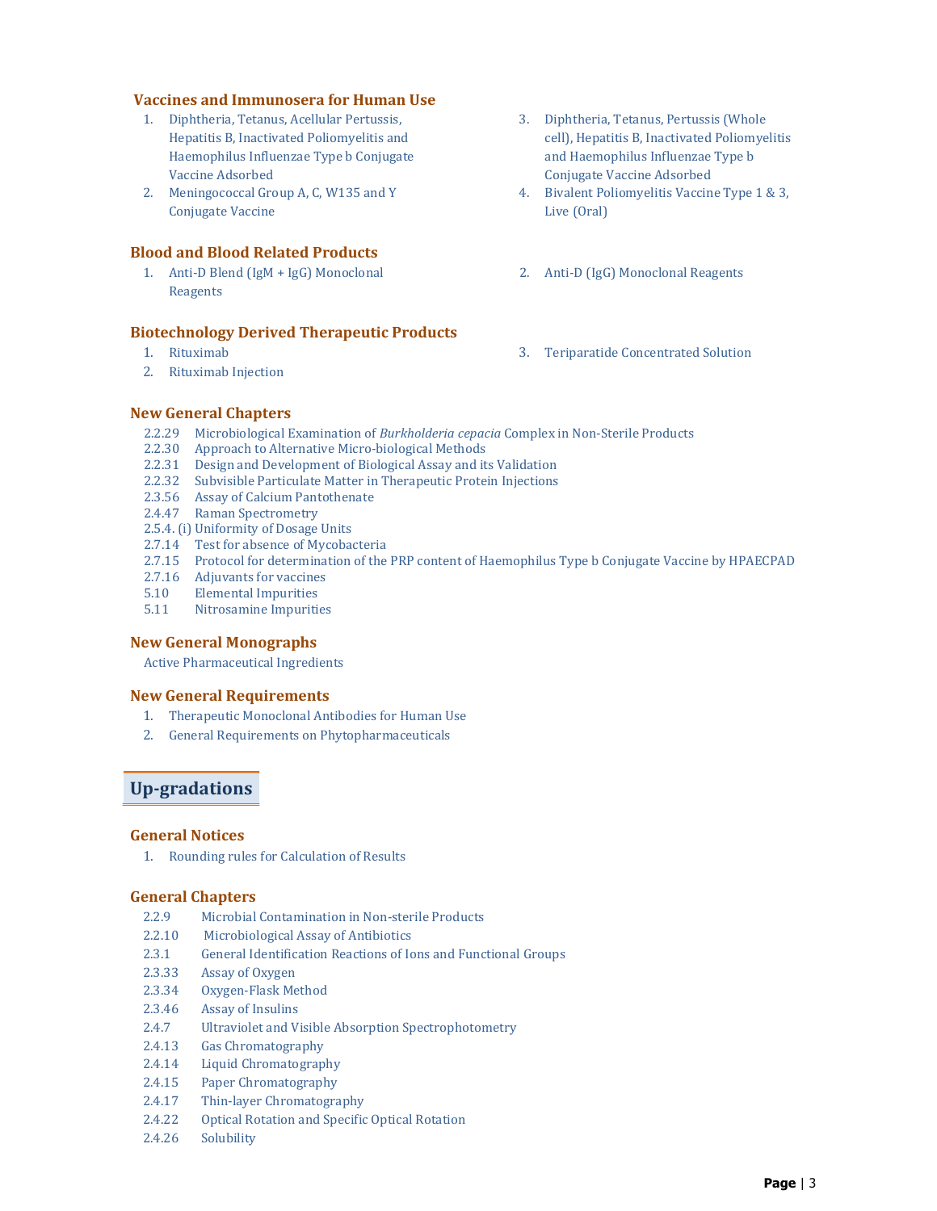### Vaccines and Immunosera for Human Use

1. Diphtheria, Tetanus, Acellular Pertussis, Hepatitis B, Inactivated Poliomyelitis and Haemophilus Influenzae Type b Conjugate Vaccine Adsorbed
2. Meningococcal Group A, C, W135 and Y Conjugate Vaccine
3. Diphtheria, Tetanus, Pertussis (Whole cell), Hepatitis B, Inactivated Poliomyelitis and Haemophilus Influenzae Type b Conjugate Vaccine Adsorbed
4. Bivalent Poliomyelitis Vaccine Type 1 & 3, Live (Oral)

### Blood and Blood Related Products

1. Anti-D Blend (IgM + IgG) Monoclonal Reagents
2. Anti-D (IgG) Monoclonal Reagents

### Biotechnology Derived Therapeutic Products

1. Rituximab
2. Rituximab Injection
3. Teriparatide Concentrated Solution

### New General Chapters

- 2.2.29 Microbiological Examination of *Burkholderia cepacia* Complex in Non-Sterile Products
- 2.2.30 Approach to Alternative Micro-biological Methods
- 2.2.31 Design and Development of Biological Assay and its Validation
- 2.2.32 Subvisible Particulate Matter in Therapeutic Protein Injections
- 2.3.56 Assay of Calcium Pantothenate
- 2.4.47 Raman Spectrometry
- 2.5.4. (i) Uniformity of Dosage Units
- 2.7.14 Test for absence of Mycobacteria
- 2.7.15 Protocol for determination of the PRP content of Haemophilus Type b Conjugate Vaccine by HPAECPAD
- 2.7.16 Adjuvants for vaccines
- 5.10 Elemental Impurities
- 5.11 Nitrosamine Impurities

### New General Monographs

Active Pharmaceutical Ingredients

### New General Requirements

1. Therapeutic Monoclonal Antibodies for Human Use
2. General Requirements on Phytopharmaceuticals

## Up-gradations

### General Notices

1. Rounding rules for Calculation of Results

### General Chapters

- 2.2.9 Microbial Contamination in Non-sterile Products
- 2.2.10 Microbiological Assay of Antibiotics
- 2.3.1 General Identification Reactions of Ions and Functional Groups
- 2.3.33 Assay of Oxygen
- 2.3.34 Oxygen-Flask Method
- 2.3.46 Assay of Insulins
- 2.4.7 Ultraviolet and Visible Absorption Spectrophotometry
- 2.4.13 Gas Chromatography
- 2.4.14 Liquid Chromatography
- 2.4.15 Paper Chromatography
- 2.4.17 Thin-layer Chromatography
- 2.4.22 Optical Rotation and Specific Optical Rotation
- 2.4.26 Solubility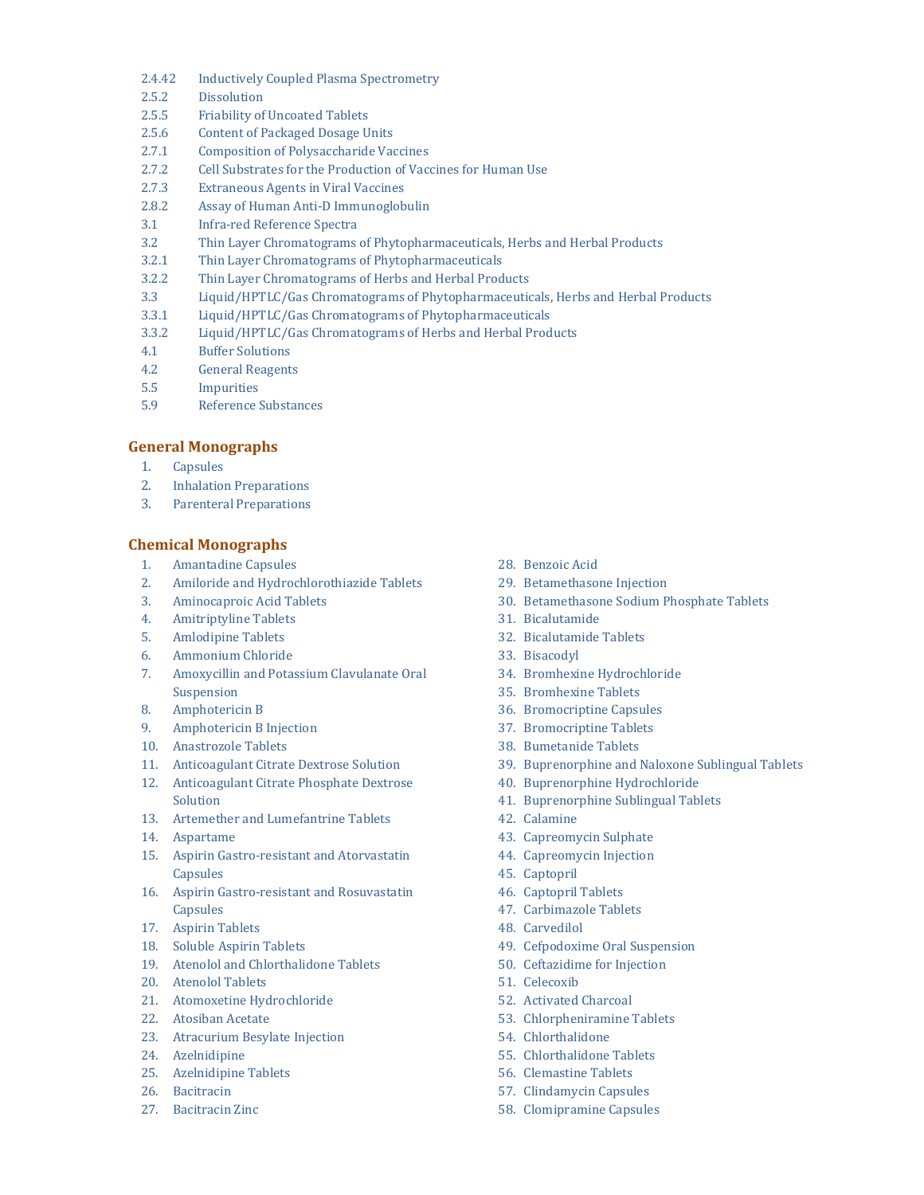2.4.42 Inductively Coupled Plasma Spectrometry
2.5.2 Dissolution
2.5.5 Friability of Uncoated Tablets
2.5.6 Content of Packaged Dosage Units
2.7.1 Composition of Polysaccharide Vaccines
2.7.2 Cell Substrates for the Production of Vaccines for Human Use
2.7.3 Extraneous Agents in Viral Vaccines
2.8.2 Assay of Human Anti-D Immunoglobulin
3.1 Infra-red Reference Spectra
3.2 Thin Layer Chromatograms of Phytopharmaceuticals, Herbs and Herbal Products
3.2.1 Thin Layer Chromatograms of Phytopharmaceuticals
3.2.2 Thin Layer Chromatograms of Herbs and Herbal Products
3.3 Liquid/HPTLC/Gas Chromatograms of Phytopharmaceuticals, Herbs and Herbal Products
3.3.1 Liquid/HPTLC/Gas Chromatograms of Phytopharmaceuticals
3.3.2 Liquid/HPTLC/Gas Chromatograms of Herbs and Herbal Products
4.1 Buffer Solutions
4.2 General Reagents
5.5 Impurities
5.9 Reference Substances

## General Monographs

1. Capsules
2. Inhalation Preparations
3. Parenteral Preparations

## Chemical Monographs

1. Amantadine Capsules
2. Amiloride and Hydrochlorothiazide Tablets
3. Aminocaproic Acid Tablets
4. Amitriptyline Tablets
5. Amlodipine Tablets
6. Ammonium Chloride
7. Amoxycillin and Potassium Clavulanate Oral Suspension
8. Amphotericin B
9. Amphotericin B Injection
10. Anastrozole Tablets
11. Anticoagulant Citrate Dextrose Solution
12. Anticoagulant Citrate Phosphate Dextrose Solution
13. Artemether and Lumefantrine Tablets
14. Aspartame
15. Aspirin Gastro-resistant and Atorvastatin Capsules
16. Aspirin Gastro-resistant and Rosuvastatin Capsules
17. Aspirin Tablets
18. Soluble Aspirin Tablets
19. Atenolol and Chlorthalidone Tablets
20. Atenolol Tablets
21. Atomoxetine Hydrochloride
22. Atosiban Acetate
23. Atracurium Besylate Injection
24. Azelnidipine
25. Azelnidipine Tablets
26. Bacitracin
27. Bacitracin Zinc
28. Benzoic Acid
29. Betamethasone Injection
30. Betamethasone Sodium Phosphate Tablets
31. Bicalutamide
32. Bicalutamide Tablets
33. Bisacodyl
34. Bromhexine Hydrochloride
35. Bromhexine Tablets
36. Bromocriptine Capsules
37. Bromocriptine Tablets
38. Bumetanide Tablets
39. Buprenorphine and Naloxone Sublingual Tablets
40. Buprenorphine Hydrochloride
41. Buprenorphine Sublingual Tablets
42. Calamine
43. Capreomycin Sulphate
44. Capreomycin Injection
45. Captopril
46. Captopril Tablets
47. Carbimazole Tablets
48. Carvedilol
49. Cefpodoxime Oral Suspension
50. Ceftazidime for Injection
51. Celecoxib
52. Activated Charcoal
53. Chlorpheniramine Tablets
54. Chlorthalidone
55. Chlorthalidone Tablets
56. Clemastine Tablets
57. Clindamycin Capsules
58. Clomipramine Capsules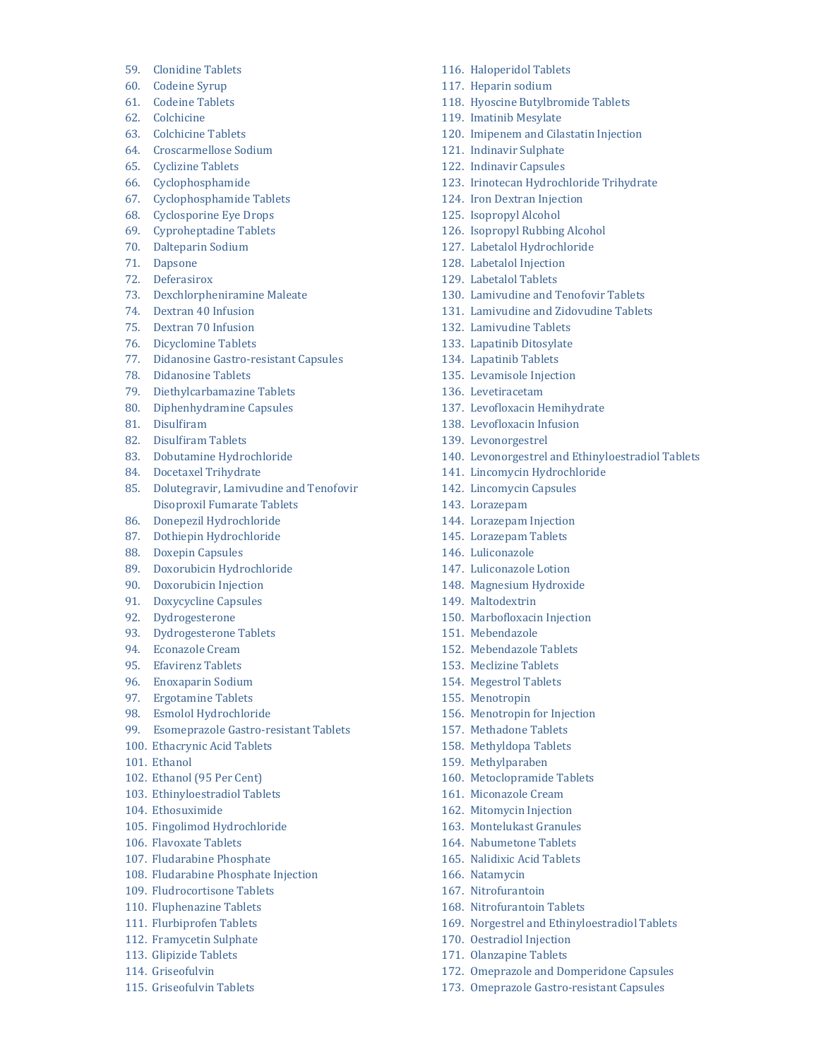59. Clonidine Tablets
60. Codeine Syrup
61. Codeine Tablets
62. Colchicine
63. Colchicine Tablets
64. Croscarmellose Sodium
65. Cyclizine Tablets
66. Cyclophosphamide
67. Cyclophosphamide Tablets
68. Cyclosporine Eye Drops
69. Cyproheptadine Tablets
70. Dalteparin Sodium
71. Dapsone
72. Deferasirox
73. Dexchlorpheniramine Maleate
74. Dextran 40 Infusion
75. Dextran 70 Infusion
76. Dicyclomine Tablets
77. Didanosine Gastro-resistant Capsules
78. Didanosine Tablets
79. Diethylcarbamazine Tablets
80. Diphenhydramine Capsules
81. Disulfiram
82. Disulfiram Tablets
83. Dobutamine Hydrochloride
84. Docetaxel Trihydrate
85. Dolutegravir, Lamivudine and Tenofovir Disoproxil Fumarate Tablets
86. Donepezil Hydrochloride
87. Dothiepin Hydrochloride
88. Doxepin Capsules
89. Doxorubicin Hydrochloride
90. Doxorubicin Injection
91. Doxycycline Capsules
92. Dydrogesterone
93. Dydrogesterone Tablets
94. Econazole Cream
95. Efavirenz Tablets
96. Enoxaparin Sodium
97. Ergotamine Tablets
98. Esmolol Hydrochloride
99. Esomeprazole Gastro-resistant Tablets
100. Ethacrynic Acid Tablets
101. Ethanol
102. Ethanol (95 Per Cent)
103. Ethinyloestradiol Tablets
104. Ethosuximide
105. Fingolimod Hydrochloride
106. Flavoxate Tablets
107. Fludarabine Phosphate
108. Fludarabine Phosphate Injection
109. Fludrocortisone Tablets
110. Fluphenazine Tablets
111. Flurbiprofen Tablets
112. Framycetin Sulphate
113. Glipizide Tablets
114. Griseofulvin
115. Griseofulvin Tablets
116. Haloperidol Tablets
117. Heparin sodium
118. Hyoscine Butylbromide Tablets
119. Imatinib Mesylate
120. Imipenem and Cilastatin Injection
121. Indinavir Sulphate
122. Indinavir Capsules
123. Irinotecan Hydrochloride Trihydrate
124. Iron Dextran Injection
125. Isopropyl Alcohol
126. Isopropyl Rubbing Alcohol
127. Labetalol Hydrochloride
128. Labetalol Injection
129. Labetalol Tablets
130. Lamivudine and Tenofovir Tablets
131. Lamivudine and Zidovudine Tablets
132. Lamivudine Tablets
133. Lapatinib Ditosylate
134. Lapatinib Tablets
135. Levamisole Injection
136. Levetiracetam
137. Levofloxacin Hemihydrate
138. Levofloxacin Infusion
139. Levonorgestrel
140. Levonorgestrel and Ethinyloestradiol Tablets
141. Lincomycin Hydrochloride
142. Lincomycin Capsules
143. Lorazepam
144. Lorazepam Injection
145. Lorazepam Tablets
146. Luliconazole
147. Luliconazole Lotion
148. Magnesium Hydroxide
149. Maltodextrin
150. Marbofloxacin Injection
151. Mebendazole
152. Mebendazole Tablets
153. Meclizine Tablets
154. Megestrol Tablets
155. Menotropin
156. Menotropin for Injection
157. Methadone Tablets
158. Methyldopa Tablets
159. Methylparaben
160. Metoclopramide Tablets
161. Miconazole Cream
162. Mitomycin Injection
163. Montelukast Granules
164. Nabumetone Tablets
165. Nalidixic Acid Tablets
166. Natamycin
167. Nitrofurantoin
168. Nitrofurantoin Tablets
169. Norgestrel and Ethinyloestradiol Tablets
170. Oestradiol Injection
171. Olanzapine Tablets
172. Omeprazole and Domperidone Capsules
173. Omeprazole Gastro-resistant Capsules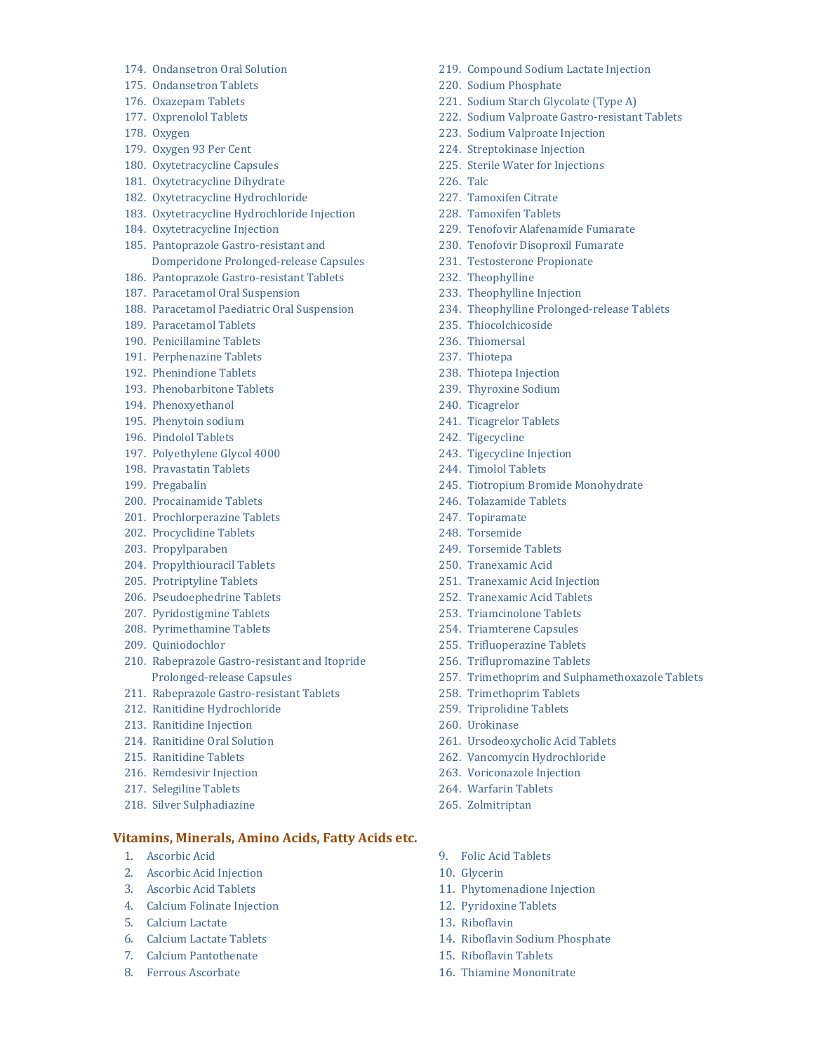174. Ondansetron Oral Solution
175. Ondansetron Tablets
176. Oxazepam Tablets
177. Oxprenolol Tablets
178. Oxygen
179. Oxygen 93 Per Cent
180. Oxytetracycline Capsules
181. Oxytetracycline Dihydrate
182. Oxytetracycline Hydrochloride
183. Oxytetracycline Hydrochloride Injection
184. Oxytetracycline Injection
185. Pantoprazole Gastro-resistant and Domperidone Prolonged-release Capsules
186. Pantoprazole Gastro-resistant Tablets
187. Paracetamol Oral Suspension
188. Paracetamol Paediatric Oral Suspension
189. Paracetamol Tablets
190. Penicillamine Tablets
191. Perphenazine Tablets
192. Phenindione Tablets
193. Phenobarbitone Tablets
194. Phenoxyethanol
195. Phenytoin sodium
196. Pindolol Tablets
197. Polyethylene Glycol 4000
198. Pravastatin Tablets
199. Pregabalin
200. Procainamide Tablets
201. Prochlorperazine Tablets
202. Procyclidine Tablets
203. Propylparaben
204. Propylthiouracil Tablets
205. Protriptyline Tablets
206. Pseudoephedrine Tablets
207. Pyridostigmine Tablets
208. Pyrimethamine Tablets
209. Quiniodochlor
210. Rabeprazole Gastro-resistant and Itopride Prolonged-release Capsules
211. Rabeprazole Gastro-resistant Tablets
212. Ranitidine Hydrochloride
213. Ranitidine Injection
214. Ranitidine Oral Solution
215. Ranitidine Tablets
216. Remdesivir Injection
217. Selegiline Tablets
218. Silver Sulphadiazine
219. Compound Sodium Lactate Injection
220. Sodium Phosphate
221. Sodium Starch Glycolate (Type A)
222. Sodium Valproate Gastro-resistant Tablets
223. Sodium Valproate Injection
224. Streptokinase Injection
225. Sterile Water for Injections
226. Talc
227. Tamoxifen Citrate
228. Tamoxifen Tablets
229. Tenofovir Alafenamide Fumarate
230. Tenofovir Disoproxil Fumarate
231. Testosterone Propionate
232. Theophylline
233. Theophylline Injection
234. Theophylline Prolonged-release Tablets
235. Thiocolchicoside
236. Thiomersal
237. Thiotepa
238. Thiotepa Injection
239. Thyroxine Sodium
240. Ticagrelor
241. Ticagrelor Tablets
242. Tigecycline
243. Tigecycline Injection
244. Timolol Tablets
245. Tiotropium Bromide Monohydrate
246. Tolazamide Tablets
247. Topiramate
248. Torsemide
249. Torsemide Tablets
250. Tranexamic Acid
251. Tranexamic Acid Injection
252. Tranexamic Acid Tablets
253. Triamcinolone Tablets
254. Triamterene Capsules
255. Trifluoperazine Tablets
256. Triflupromazine Tablets
257. Trimethoprim and Sulphamethoxazole Tablets
258. Trimethoprim Tablets
259. Triprolidine Tablets
260. Urokinase
261. Ursodeoxycholic Acid Tablets
262. Vancomycin Hydrochloride
263. Voriconazole Injection
264. Warfarin Tablets
265. Zolmitriptan

## Vitamins, Minerals, Amino Acids, Fatty Acids etc.

1. Ascorbic Acid
2. Ascorbic Acid Injection
3. Ascorbic Acid Tablets
4. Calcium Folinate Injection
5. Calcium Lactate
6. Calcium Lactate Tablets
7. Calcium Pantothenate
8. Ferrous Ascorbate
9. Folic Acid Tablets
10. Glycerin
11. Phytomenadione Injection
12. Pyridoxine Tablets
13. Riboflavin
14. Riboflavin Sodium Phosphate
15. Riboflavin Tablets
16. Thiamine Mononitrate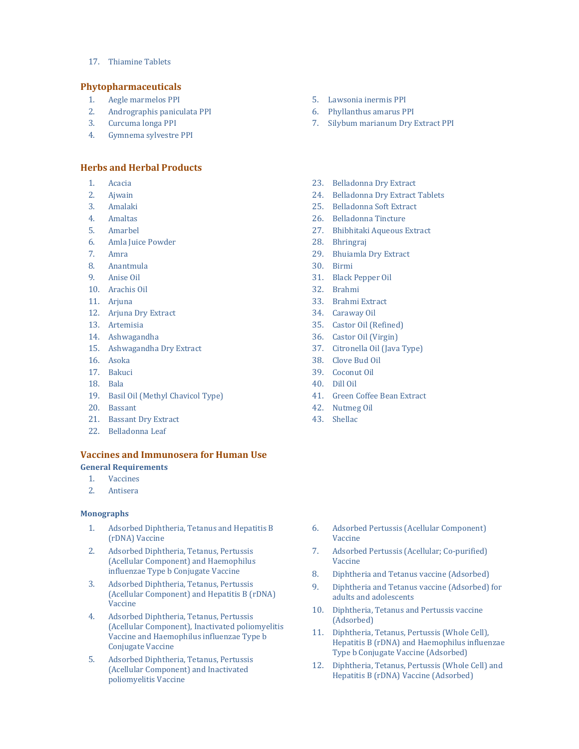17. Thiamine Tablets

## Phytopharmaceuticals

1. Aegle marmelos PPI
2. Andrographis paniculata PPI
3. Curcuma longa PPI
4. Gymnema sylvestre PPI
5. Lawsonia inermis PPI
6. Phyllanthus amarus PPI
7. Silybum marianum Dry Extract PPI

## Herbs and Herbal Products

1. Acacia
2. Ajwain
3. Amalaki
4. Amaltas
5. Amarbel
6. Amla Juice Powder
7. Amra
8. Anantmula
9. Anise Oil
10. Arachis Oil
11. Arjuna
12. Arjuna Dry Extract
13. Artemisia
14. Ashwagandha
15. Ashwagandha Dry Extract
16. Asoka
17. Bakuci
18. Bala
19. Basil Oil (Methyl Chavicol Type)
20. Bassant
21. Bassant Dry Extract
22. Belladonna Leaf
23. Belladonna Dry Extract
24. Belladonna Dry Extract Tablets
25. Belladonna Soft Extract
26. Belladonna Tincture
27. Bhibhitaki Aqueous Extract
28. Bhringraj
29. Bhuiamla Dry Extract
30. Birmi
31. Black Pepper Oil
32. Brahmi
33. Brahmi Extract
34. Caraway Oil
35. Castor Oil (Refined)
36. Castor Oil (Virgin)
37. Citronella Oil (Java Type)
38. Clove Bud Oil
39. Coconut Oil
40. Dill Oil
41. Green Coffee Bean Extract
42. Nutmeg Oil
43. Shellac

## Vaccines and Immunosera for Human Use

### General Requirements

1. Vaccines
2. Antisera

### Monographs

1. Adsorbed Diphtheria, Tetanus and Hepatitis B (rDNA) Vaccine
2. Adsorbed Diphtheria, Tetanus, Pertussis (Acellular Component) and Haemophilus influenzae Type b Conjugate Vaccine
3. Adsorbed Diphtheria, Tetanus, Pertussis (Acellular Component) and Hepatitis B (rDNA) Vaccine
4. Adsorbed Diphtheria, Tetanus, Pertussis (Acellular Component), Inactivated poliomyelitis Vaccine and Haemophilus influenzae Type b Conjugate Vaccine
5. Adsorbed Diphtheria, Tetanus, Pertussis (Acellular Component) and Inactivated poliomyelitis Vaccine
6. Adsorbed Pertussis (Acellular Component) Vaccine
7. Adsorbed Pertussis (Acellular; Co-purified) Vaccine
8. Diphtheria and Tetanus vaccine (Adsorbed)
9. Diphtheria and Tetanus vaccine (Adsorbed) for adults and adolescents
10. Diphtheria, Tetanus and Pertussis vaccine (Adsorbed)
11. Diphtheria, Tetanus, Pertussis (Whole Cell), Hepatitis B (rDNA) and Haemophilus influenzae Type b Conjugate Vaccine (Adsorbed)
12. Diphtheria, Tetanus, Pertussis (Whole Cell) and Hepatitis B (rDNA) Vaccine (Adsorbed)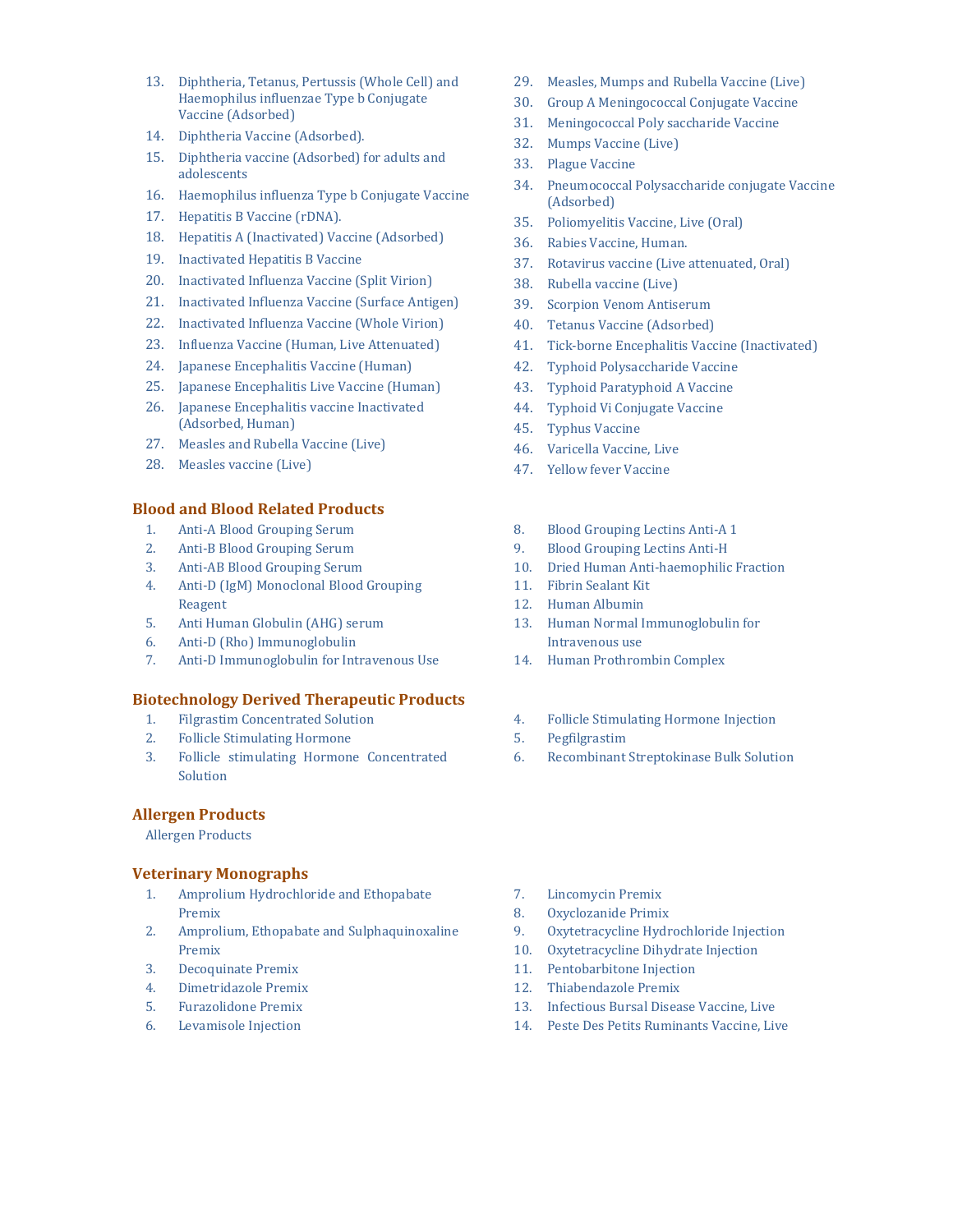13. Diphtheria, Tetanus, Pertussis (Whole Cell) and Haemophilus influenzae Type b Conjugate Vaccine (Adsorbed)
14. Diphtheria Vaccine (Adsorbed).
15. Diphtheria vaccine (Adsorbed) for adults and adolescents
16. Haemophilus influenza Type b Conjugate Vaccine
17. Hepatitis B Vaccine (rDNA).
18. Hepatitis A (Inactivated) Vaccine (Adsorbed)
19. Inactivated Hepatitis B Vaccine
20. Inactivated Influenza Vaccine (Split Virion)
21. Inactivated Influenza Vaccine (Surface Antigen)
22. Inactivated Influenza Vaccine (Whole Virion)
23. Influenza Vaccine (Human, Live Attenuated)
24. Japanese Encephalitis Vaccine (Human)
25. Japanese Encephalitis Live Vaccine (Human)
26. Japanese Encephalitis vaccine Inactivated (Adsorbed, Human)
27. Measles and Rubella Vaccine (Live)
28. Measles vaccine (Live)
29. Measles, Mumps and Rubella Vaccine (Live)
30. Group A Meningococcal Conjugate Vaccine
31. Meningococcal Poly saccharide Vaccine
32. Mumps Vaccine (Live)
33. Plague Vaccine
34. Pneumococcal Polysaccharide conjugate Vaccine (Adsorbed)
35. Poliomyelitis Vaccine, Live (Oral)
36. Rabies Vaccine, Human.
37. Rotavirus vaccine (Live attenuated, Oral)
38. Rubella vaccine (Live)
39. Scorpion Venom Antiserum
40. Tetanus Vaccine (Adsorbed)
41. Tick-borne Encephalitis Vaccine (Inactivated)
42. Typhoid Polysaccharide Vaccine
43. Typhoid Paratyphoid A Vaccine
44. Typhoid Vi Conjugate Vaccine
45. Typhus Vaccine
46. Varicella Vaccine, Live
47. Yellow fever Vaccine

## Blood and Blood Related Products

1. Anti-A Blood Grouping Serum
2. Anti-B Blood Grouping Serum
3. Anti-AB Blood Grouping Serum
4. Anti-D (IgM) Monoclonal Blood Grouping Reagent
5. Anti Human Globulin (AHG) serum
6. Anti-D (Rho) Immunoglobulin
7. Anti-D Immunoglobulin for Intravenous Use
8. Blood Grouping Lectins Anti-A 1
9. Blood Grouping Lectins Anti-H
10. Dried Human Anti-haemophilic Fraction
11. Fibrin Sealant Kit
12. Human Albumin
13. Human Normal Immunoglobulin for Intravenous use
14. Human Prothrombin Complex

## Biotechnology Derived Therapeutic Products

1. Filgrastim Concentrated Solution
2. Follicle Stimulating Hormone
3. Follicle stimulating Hormone Concentrated Solution
4. Follicle Stimulating Hormone Injection
5. Pegfilgrastim
6. Recombinant Streptokinase Bulk Solution

## Allergen Products

Allergen Products

## Veterinary Monographs

1. Amprolium Hydrochloride and Ethopabate Premix
2. Amprolium, Ethopabate and Sulphaquinoxaline Premix
3. Decoquinate Premix
4. Dimetridazole Premix
5. Furazolidone Premix
6. Levamisole Injection
7. Lincomycin Premix
8. Oxyclozanide Primix
9. Oxytetracycline Hydrochloride Injection
10. Oxytetracycline Dihydrate Injection
11. Pentobarbitone Injection
12. Thiabendazole Premix
13. Infectious Bursal Disease Vaccine, Live
14. Peste Des Petits Ruminants Vaccine, Live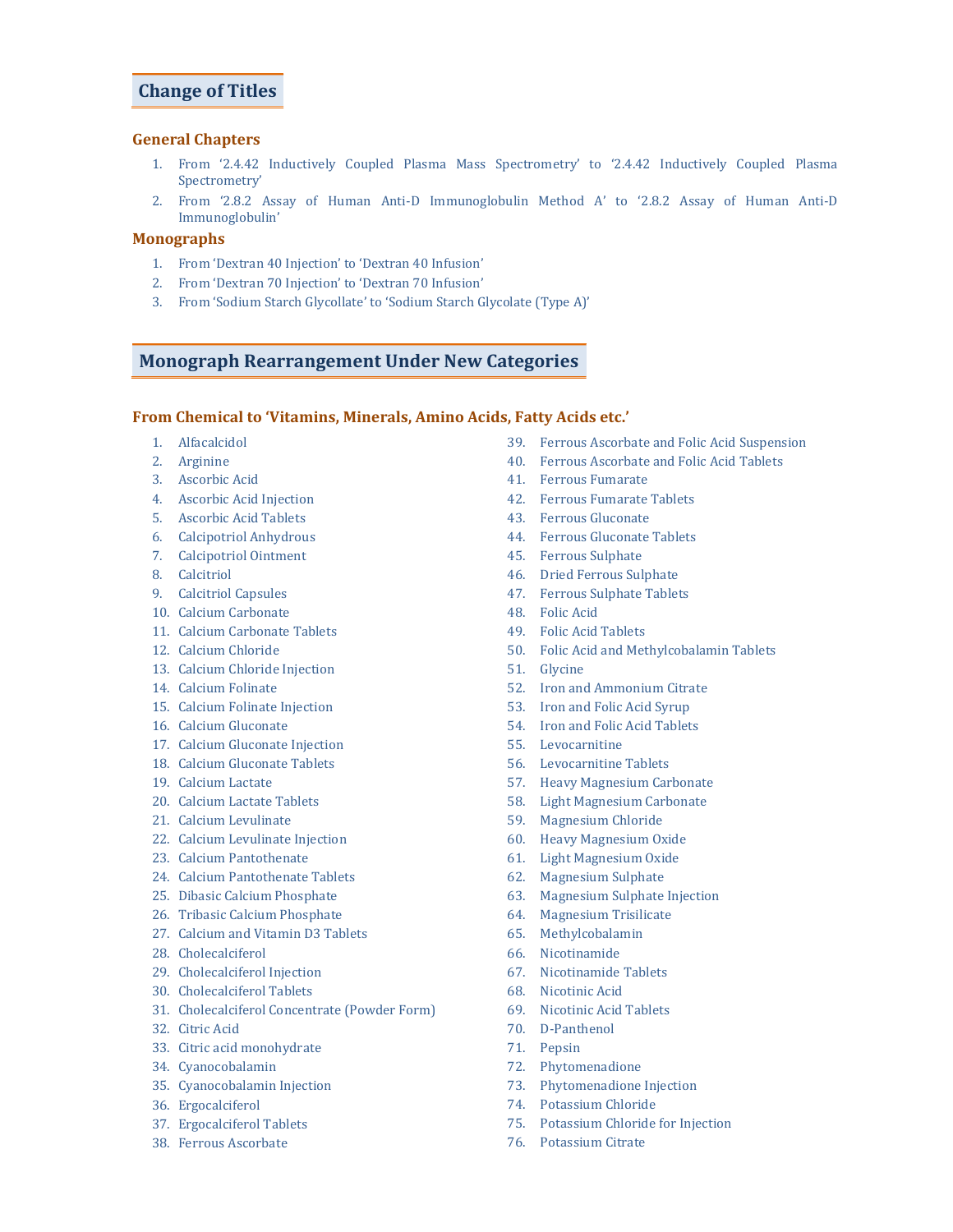## Change of Titles

### General Chapters

1. From '2.4.42 Inductively Coupled Plasma Mass Spectrometry' to '2.4.42 Inductively Coupled Plasma Spectrometry'
2. From '2.8.2 Assay of Human Anti-D Immunoglobulin Method A' to '2.8.2 Assay of Human Anti-D Immunoglobulin'

### Monographs

1. From 'Dextran 40 Injection' to 'Dextran 40 Infusion'
2. From 'Dextran 70 Injection' to 'Dextran 70 Infusion'
3. From 'Sodium Starch Glycollate' to 'Sodium Starch Glycolate (Type A)'

## Monograph Rearrangement Under New Categories

### From Chemical to 'Vitamins, Minerals, Amino Acids, Fatty Acids etc.'

1. Alfacalcidol
2. Arginine
3. Ascorbic Acid
4. Ascorbic Acid Injection
5. Ascorbic Acid Tablets
6. Calcipotriol Anhydrous
7. Calcipotriol Ointment
8. Calcitriol
9. Calcitriol Capsules
10. Calcium Carbonate
11. Calcium Carbonate Tablets
12. Calcium Chloride
13. Calcium Chloride Injection
14. Calcium Folinate
15. Calcium Folinate Injection
16. Calcium Gluconate
17. Calcium Gluconate Injection
18. Calcium Gluconate Tablets
19. Calcium Lactate
20. Calcium Lactate Tablets
21. Calcium Levulinate
22. Calcium Levulinate Injection
23. Calcium Pantothenate
24. Calcium Pantothenate Tablets
25. Dibasic Calcium Phosphate
26. Tribasic Calcium Phosphate
27. Calcium and Vitamin D3 Tablets
28. Cholecalciferol
29. Cholecalciferol Injection
30. Cholecalciferol Tablets
31. Cholecalciferol Concentrate (Powder Form)
32. Citric Acid
33. Citric acid monohydrate
34. Cyanocobalamin
35. Cyanocobalamin Injection
36. Ergocalciferol
37. Ergocalciferol Tablets
38. Ferrous Ascorbate
39. Ferrous Ascorbate and Folic Acid Suspension
40. Ferrous Ascorbate and Folic Acid Tablets
41. Ferrous Fumarate
42. Ferrous Fumarate Tablets
43. Ferrous Gluconate
44. Ferrous Gluconate Tablets
45. Ferrous Sulphate
46. Dried Ferrous Sulphate
47. Ferrous Sulphate Tablets
48. Folic Acid
49. Folic Acid Tablets
50. Folic Acid and Methylcobalamin Tablets
51. Glycine
52. Iron and Ammonium Citrate
53. Iron and Folic Acid Syrup
54. Iron and Folic Acid Tablets
55. Levocarnitine
56. Levocarnitine Tablets
57. Heavy Magnesium Carbonate
58. Light Magnesium Carbonate
59. Magnesium Chloride
60. Heavy Magnesium Oxide
61. Light Magnesium Oxide
62. Magnesium Sulphate
63. Magnesium Sulphate Injection
64. Magnesium Trisilicate
65. Methylcobalamin
66. Nicotinamide
67. Nicotinamide Tablets
68. Nicotinic Acid
69. Nicotinic Acid Tablets
70. D-Panthenol
71. Pepsin
72. Phytomenadione
73. Phytomenadione Injection
74. Potassium Chloride
75. Potassium Chloride for Injection
76. Potassium Citrate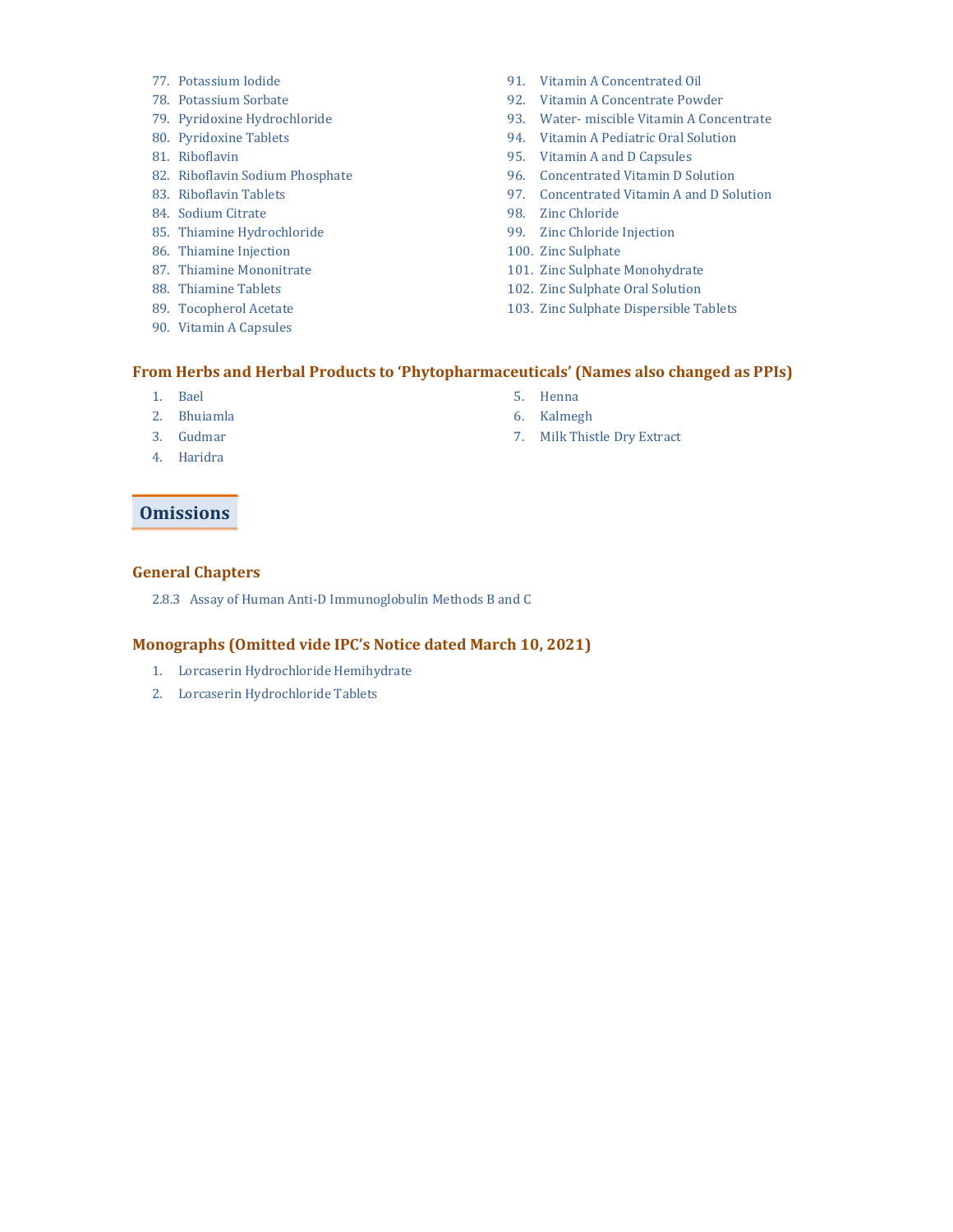77. Potassium Iodide
78. Potassium Sorbate
79. Pyridoxine Hydrochloride
80. Pyridoxine Tablets
81. Riboflavin
82. Riboflavin Sodium Phosphate
83. Riboflavin Tablets
84. Sodium Citrate
85. Thiamine Hydrochloride
86. Thiamine Injection
87. Thiamine Mononitrate
88. Thiamine Tablets
89. Tocopherol Acetate
90. Vitamin A Capsules
91. Vitamin A Concentrated Oil
92. Vitamin A Concentrate Powder
93. Water- miscible Vitamin A Concentrate
94. Vitamin A Pediatric Oral Solution
95. Vitamin A and D Capsules
96. Concentrated Vitamin D Solution
97. Concentrated Vitamin A and D Solution
98. Zinc Chloride
99. Zinc Chloride Injection
100. Zinc Sulphate
101. Zinc Sulphate Monohydrate
102. Zinc Sulphate Oral Solution
103. Zinc Sulphate Dispersible Tablets

### From Herbs and Herbal Products to 'Phytopharmaceuticals' (Names also changed as PPIs)

1. Bael
2. Bhuiamla
3. Gudmar
4. Haridra
5. Henna
6. Kalmegh
7. Milk Thistle Dry Extract

## Omissions

### General Chapters

2.8.3 Assay of Human Anti-D Immunoglobulin Methods B and C

### Monographs (Omitted vide IPC's Notice dated March 10, 2021)

1. Lorcaserin Hydrochloride Hemihydrate
2. Lorcaserin Hydrochloride Tablets